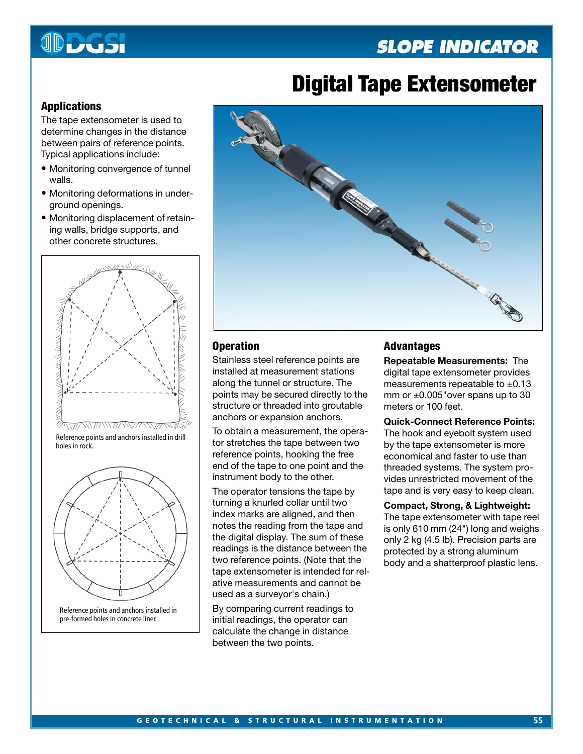# Digital Tape Extensometer

## Applications

The tape extensometer is used to determine changes in the distance between pairs of reference points. Typical applications include:

- Monitoring convergence of tunnel walls.
- Monitoring deformations in underground openings.
- Monitoring displacement of retaining walls, bridge supports, and other concrete structures.

Reference points and anchors installed in drill holes in rock.

Reference points and anchors installed in pre-formed holes in concrete liner.

## Operation

Stainless steel reference points are installed at measurement stations along the tunnel or structure. The points may be secured directly to the structure or threaded into groutable anchors or expansion anchors.

To obtain a measurement, the operator stretches the tape between two reference points, hooking the free end of the tape to one point and the instrument body to the other.

The operator tensions the tape by turning a knurled collar until two index marks are aligned, and then notes the reading from the tape and the digital display. The sum of these readings is the distance between the two reference points. (Note that the tape extensometer is intended for relative measurements and cannot be used as a surveyor's chain.)

By comparing current readings to initial readings, the operator can calculate the change in distance between the two points.

## Advantages

**Repeatable Measurements:** The digital tape extensometer provides measurements repeatable to ±0.13 mm or ±0.005"over spans up to 30 meters or 100 feet.

**Quick-Connect Reference Points:** The hook and eyebolt system used by the tape extensometer is more economical and faster to use than threaded systems. The system provides unrestricted movement of the tape and is very easy to keep clean.

**Compact, Strong, & Lightweight:** The tape extensometer with tape reel is only 610 mm (24") long and weighs only 2 kg (4.5 lb). Precision parts are protected by a strong aluminum body and a shatterproof plastic lens.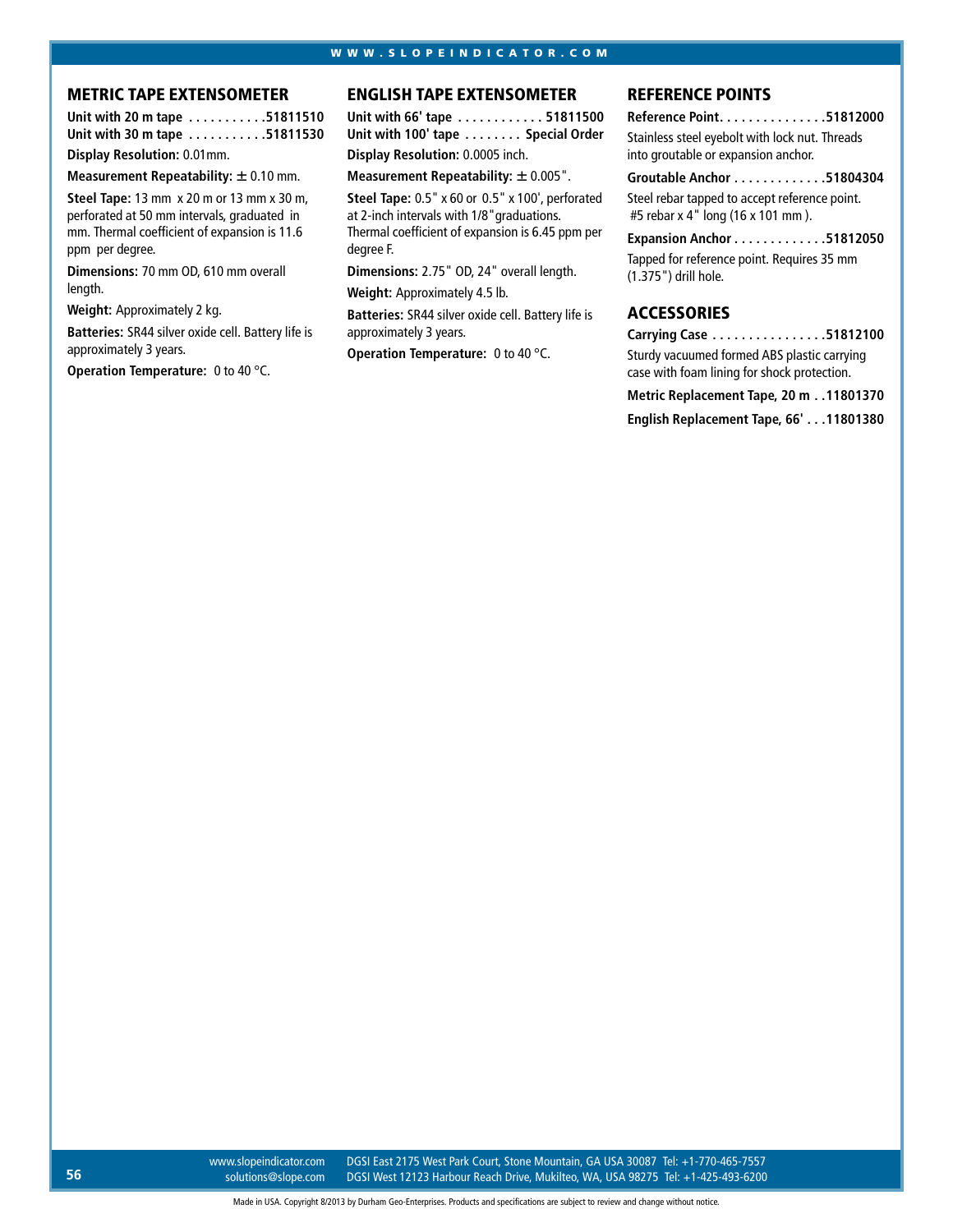## METRIC TAPE EXTENSOMETER

**Unit with 20 m tape . . . . . . . . . . .51811510**
**Unit with 30 m tape . . . . . . . . . . .51811530**

**Display Resolution:** 0.01mm.

**Measurement Repeatability:** ± 0.10 mm.

**Steel Tape:** 13 mm x 20 m or 13 mm x 30 m, perforated at 50 mm intervals, graduated in mm. Thermal coefficient of expansion is 11.6 ppm per degree.

**Dimensions:** 70 mm OD, 610 mm overall length.

**Weight:** Approximately 2 kg.

**Batteries:** SR44 silver oxide cell. Battery life is approximately 3 years.

**Operation Temperature:** 0 to 40 °C.

## ENGLISH TAPE EXTENSOMETER

**Unit with 66' tape . . . . . . . . . . . . 51811500**
**Unit with 100' tape . . . . . . . . Special Order**

**Display Resolution:** 0.0005 inch.

**Measurement Repeatability:** ± 0.005".

**Steel Tape:** 0.5" x 60 or 0.5" x 100', perforated at 2-inch intervals with 1/8"graduations. Thermal coefficient of expansion is 6.45 ppm per degree F.

**Dimensions:** 2.75" OD, 24" overall length.

**Weight:** Approximately 4.5 lb.

**Batteries:** SR44 silver oxide cell. Battery life is approximately 3 years.

**Operation Temperature:** 0 to 40 °C.

## REFERENCE POINTS

**Reference Point. . . . . . . . . . . . . . .51812000**

Stainless steel eyebolt with lock nut. Threads into groutable or expansion anchor.

**Groutable Anchor . . . . . . . . . . . . .51804304**

Steel rebar tapped to accept reference point. #5 rebar x 4" long (16 x 101 mm ).

**Expansion Anchor . . . . . . . . . . . . .51812050**

Tapped for reference point. Requires 35 mm (1.375") drill hole.

## ACCESSORIES

**Carrying Case . . . . . . . . . . . . . . . .51812100**

Sturdy vacuumed formed ABS plastic carrying case with foam lining for shock protection.

**Metric Replacement Tape, 20 m . .11801370**

**English Replacement Tape, 66' . . .11801380**

www.slopeindicator.com
solutions@slope.com

DGSI East 2175 West Park Court, Stone Mountain, GA USA 30087 Tel: +1-770-465-7557
DGSI West 12123 Harbour Reach Drive, Mukilteo, WA, USA 98275 Tel: +1-425-493-6200

Made in USA. Copyright 8/2013 by Durham Geo-Enterprises. Products and specifications are subject to review and change without notice.